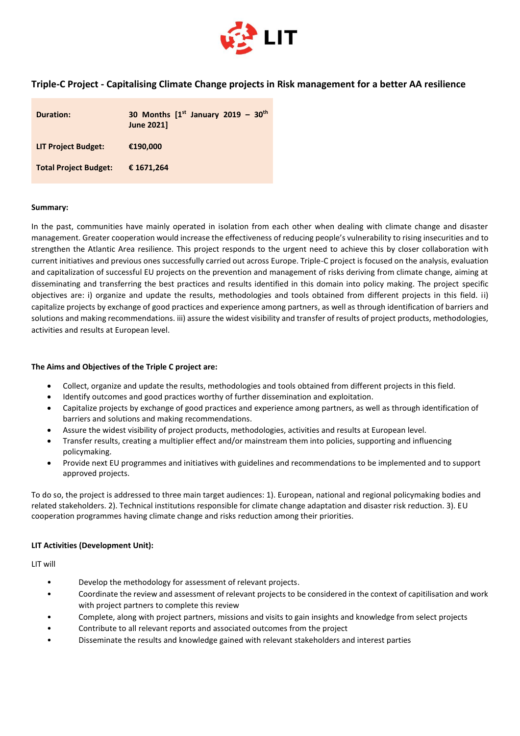LIT

## Triple-C Project - Capitalising Climate Change projects in Risk management for a better AA resilience

| | |
|---|---|
| **Duration:** | **30 Months [1st January 2019 – 30th June 2021]** |
| **LIT Project Budget:** | **€190,000** |
| **Total Project Budget:** | **€ 1671,264** |

**Summary:**

In the past, communities have mainly operated in isolation from each other when dealing with climate change and disaster management. Greater cooperation would increase the effectiveness of reducing people's vulnerability to rising insecurities and to strengthen the Atlantic Area resilience. This project responds to the urgent need to achieve this by closer collaboration with current initiatives and previous ones successfully carried out across Europe. Triple-C project is focused on the analysis, evaluation and capitalization of successful EU projects on the prevention and management of risks deriving from climate change, aiming at disseminating and transferring the best practices and results identified in this domain into policy making. The project specific objectives are: i) organize and update the results, methodologies and tools obtained from different projects in this field. ii) capitalize projects by exchange of good practices and experience among partners, as well as through identification of barriers and solutions and making recommendations. iii) assure the widest visibility and transfer of results of project products, methodologies, activities and results at European level.

**The Aims and Objectives of the Triple C project are:**

- Collect, organize and update the results, methodologies and tools obtained from different projects in this field.
- Identify outcomes and good practices worthy of further dissemination and exploitation.
- Capitalize projects by exchange of good practices and experience among partners, as well as through identification of barriers and solutions and making recommendations.
- Assure the widest visibility of project products, methodologies, activities and results at European level.
- Transfer results, creating a multiplier effect and/or mainstream them into policies, supporting and influencing policymaking.
- Provide next EU programmes and initiatives with guidelines and recommendations to be implemented and to support approved projects.

To do so, the project is addressed to three main target audiences: 1). European, national and regional policymaking bodies and related stakeholders. 2). Technical institutions responsible for climate change adaptation and disaster risk reduction. 3). EU cooperation programmes having climate change and risks reduction among their priorities.

**LIT Activities (Development Unit):**

LIT will

- Develop the methodology for assessment of relevant projects.
- Coordinate the review and assessment of relevant projects to be considered in the context of capitilisation and work with project partners to complete this review
- Complete, along with project partners, missions and visits to gain insights and knowledge from select projects
- Contribute to all relevant reports and associated outcomes from the project
- Disseminate the results and knowledge gained with relevant stakeholders and interest parties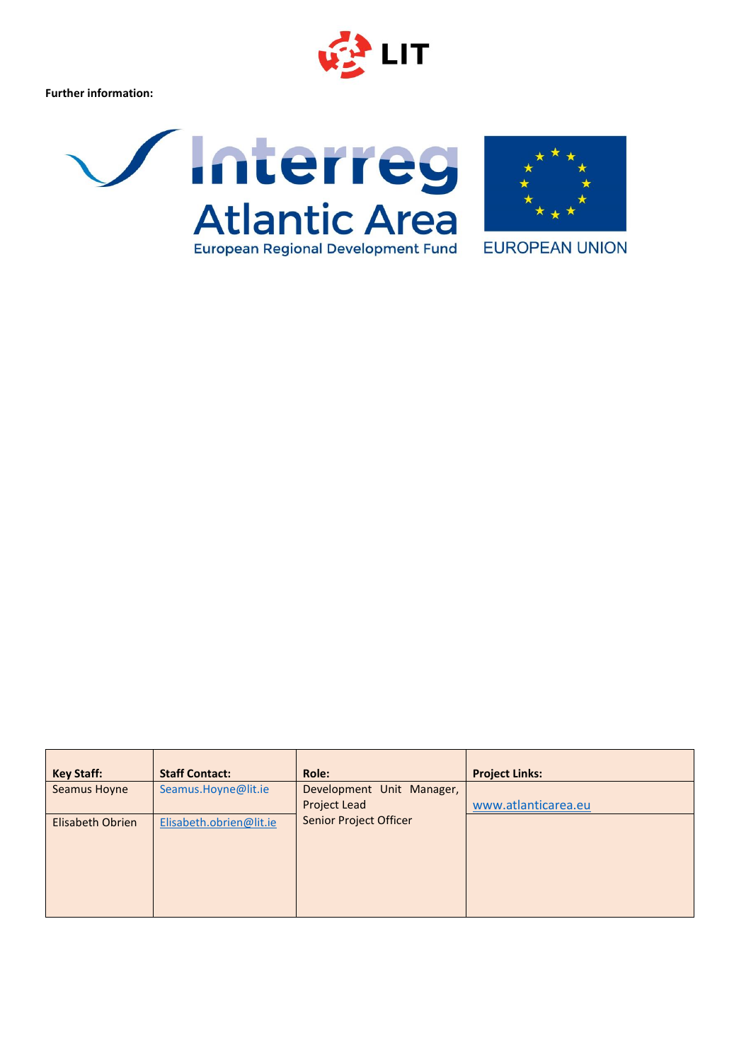**Further information:**

| Key Staff: | Staff Contact: | Role: | Project Links: |
| --- | --- | --- | --- |
| Seamus Hoyne | Seamus.Hoyne@lit.ie | Development Unit Manager, Project Lead | www.atlanticarea.eu |
| Elisabeth Obrien | Elisabeth.obrien@lit.ie | Senior Project Officer | |